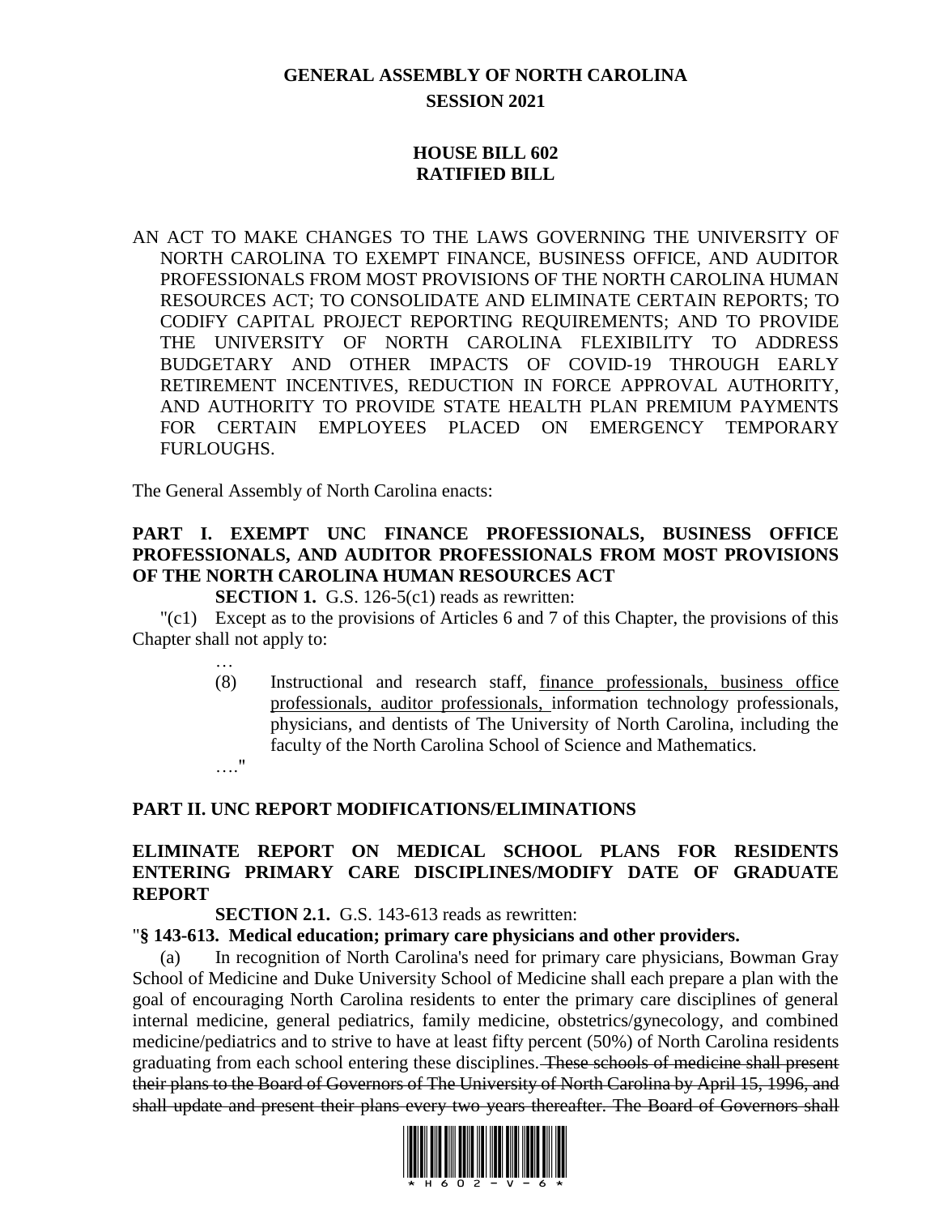# GENERAL ASSEMBLY OF NORTH CAROLINA
## SESSION 2021

## HOUSE BILL 602
## RATIFIED BILL

AN ACT TO MAKE CHANGES TO THE LAWS GOVERNING THE UNIVERSITY OF NORTH CAROLINA TO EXEMPT FINANCE, BUSINESS OFFICE, AND AUDITOR PROFESSIONALS FROM MOST PROVISIONS OF THE NORTH CAROLINA HUMAN RESOURCES ACT; TO CONSOLIDATE AND ELIMINATE CERTAIN REPORTS; TO CODIFY CAPITAL PROJECT REPORTING REQUIREMENTS; AND TO PROVIDE THE UNIVERSITY OF NORTH CAROLINA FLEXIBILITY TO ADDRESS BUDGETARY AND OTHER IMPACTS OF COVID-19 THROUGH EARLY RETIREMENT INCENTIVES, REDUCTION IN FORCE APPROVAL AUTHORITY, AND AUTHORITY TO PROVIDE STATE HEALTH PLAN PREMIUM PAYMENTS FOR CERTAIN EMPLOYEES PLACED ON EMERGENCY TEMPORARY FURLOUGHS.

The General Assembly of North Carolina enacts:

**PART I. EXEMPT UNC FINANCE PROFESSIONALS, BUSINESS OFFICE PROFESSIONALS, AND AUDITOR PROFESSIONALS FROM MOST PROVISIONS OF THE NORTH CAROLINA HUMAN RESOURCES ACT**

**SECTION 1.** G.S. 126-5(c1) reads as rewritten:

"(c1) Except as to the provisions of Articles 6 and 7 of this Chapter, the provisions of this Chapter shall not apply to:

…

(8) Instructional and research staff, <u>finance professionals, business office professionals, auditor professionals,</u> information technology professionals, physicians, and dentists of The University of North Carolina, including the faculty of the North Carolina School of Science and Mathematics.

…."

**PART II. UNC REPORT MODIFICATIONS/ELIMINATIONS**

**ELIMINATE REPORT ON MEDICAL SCHOOL PLANS FOR RESIDENTS ENTERING PRIMARY CARE DISCIPLINES/MODIFY DATE OF GRADUATE REPORT**

**SECTION 2.1.** G.S. 143-613 reads as rewritten:

"**§ 143-613. Medical education; primary care physicians and other providers.**

(a) In recognition of North Carolina's need for primary care physicians, Bowman Gray School of Medicine and Duke University School of Medicine shall each prepare a plan with the goal of encouraging North Carolina residents to enter the primary care disciplines of general internal medicine, general pediatrics, family medicine, obstetrics/gynecology, and combined medicine/pediatrics and to strive to have at least fifty percent (50%) of North Carolina residents graduating from each school entering these disciplines.~~ These schools of medicine shall present their plans to the Board of Governors of The University of North Carolina by April 15, 1996, and shall update and present their plans every two years thereafter. The Board of Governors shall~~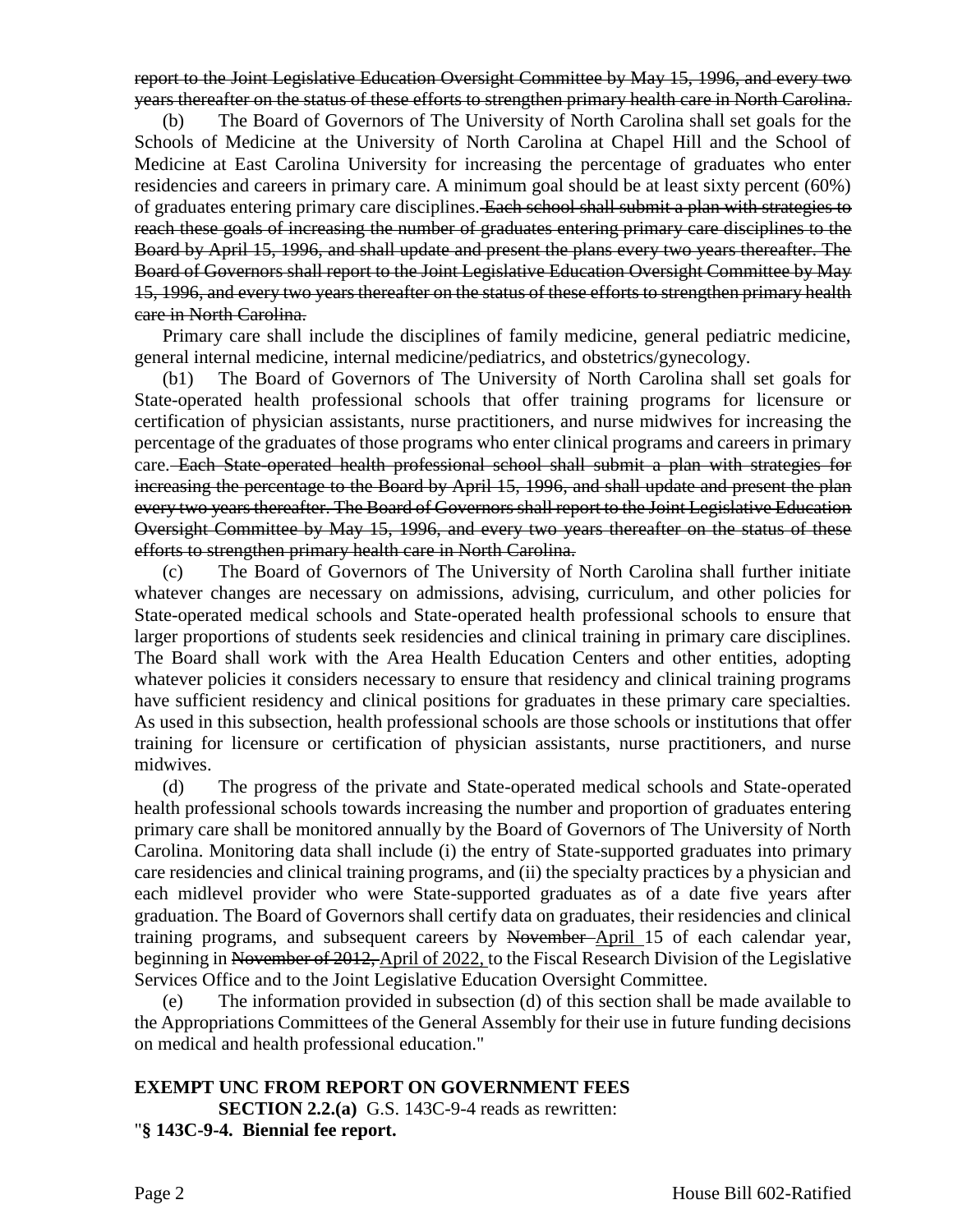~~report to the Joint Legislative Education Oversight Committee by May 15, 1996, and every two years thereafter on the status of these efforts to strengthen primary health care in North Carolina.~~

(b) The Board of Governors of The University of North Carolina shall set goals for the Schools of Medicine at the University of North Carolina at Chapel Hill and the School of Medicine at East Carolina University for increasing the percentage of graduates who enter residencies and careers in primary care. A minimum goal should be at least sixty percent (60%) of graduates entering primary care disciplines. ~~Each school shall submit a plan with strategies to reach these goals of increasing the number of graduates entering primary care disciplines to the Board by April 15, 1996, and shall update and present the plans every two years thereafter. The Board of Governors shall report to the Joint Legislative Education Oversight Committee by May 15, 1996, and every two years thereafter on the status of these efforts to strengthen primary health care in North Carolina.~~

Primary care shall include the disciplines of family medicine, general pediatric medicine, general internal medicine, internal medicine/pediatrics, and obstetrics/gynecology.

(b1) The Board of Governors of The University of North Carolina shall set goals for State-operated health professional schools that offer training programs for licensure or certification of physician assistants, nurse practitioners, and nurse midwives for increasing the percentage of the graduates of those programs who enter clinical programs and careers in primary care. ~~Each State-operated health professional school shall submit a plan with strategies for increasing the percentage to the Board by April 15, 1996, and shall update and present the plan every two years thereafter. The Board of Governors shall report to the Joint Legislative Education Oversight Committee by May 15, 1996, and every two years thereafter on the status of these efforts to strengthen primary health care in North Carolina.~~

(c) The Board of Governors of The University of North Carolina shall further initiate whatever changes are necessary on admissions, advising, curriculum, and other policies for State-operated medical schools and State-operated health professional schools to ensure that larger proportions of students seek residencies and clinical training in primary care disciplines. The Board shall work with the Area Health Education Centers and other entities, adopting whatever policies it considers necessary to ensure that residency and clinical training programs have sufficient residency and clinical positions for graduates in these primary care specialties. As used in this subsection, health professional schools are those schools or institutions that offer training for licensure or certification of physician assistants, nurse practitioners, and nurse midwives.

(d) The progress of the private and State-operated medical schools and State-operated health professional schools towards increasing the number and proportion of graduates entering primary care shall be monitored annually by the Board of Governors of The University of North Carolina. Monitoring data shall include (i) the entry of State-supported graduates into primary care residencies and clinical training programs, and (ii) the specialty practices by a physician and each midlevel provider who were State-supported graduates as of a date five years after graduation. The Board of Governors shall certify data on graduates, their residencies and clinical training programs, and subsequent careers by ~~November~~ <u>April</u> 15 of each calendar year, beginning in ~~November of 2012,~~ <u>April of 2022,</u> to the Fiscal Research Division of the Legislative Services Office and to the Joint Legislative Education Oversight Committee.

(e) The information provided in subsection (d) of this section shall be made available to the Appropriations Committees of the General Assembly for their use in future funding decisions on medical and health professional education."

**EXEMPT UNC FROM REPORT ON GOVERNMENT FEES**

**SECTION 2.2.(a)** G.S. 143C-9-4 reads as rewritten:

"**§ 143C-9-4. Biennial fee report.**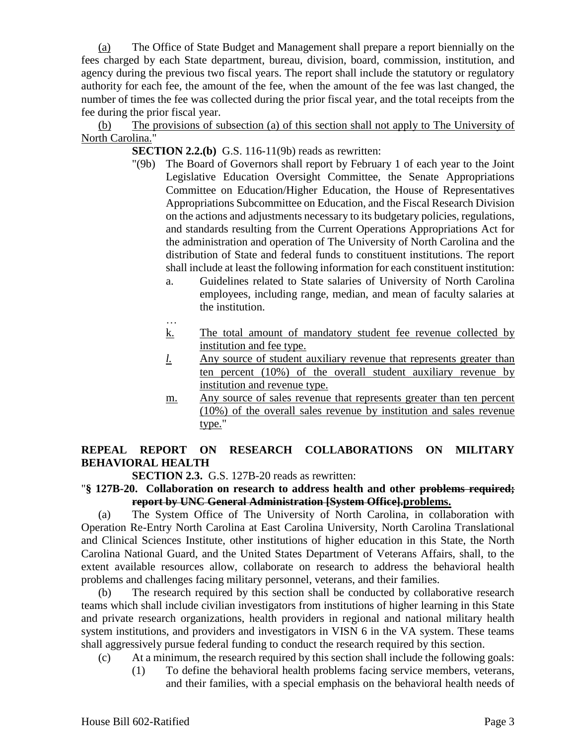(a) The Office of State Budget and Management shall prepare a report biennially on the fees charged by each State department, bureau, division, board, commission, institution, and agency during the previous two fiscal years. The report shall include the statutory or regulatory authority for each fee, the amount of the fee, when the amount of the fee was last changed, the number of times the fee was collected during the prior fiscal year, and the total receipts from the fee during the prior fiscal year.

(b) The provisions of subsection (a) of this section shall not apply to The University of North Carolina."

**SECTION 2.2.(b)** G.S. 116-11(9b) reads as rewritten:

"(9b) The Board of Governors shall report by February 1 of each year to the Joint Legislative Education Oversight Committee, the Senate Appropriations Committee on Education/Higher Education, the House of Representatives Appropriations Subcommittee on Education, and the Fiscal Research Division on the actions and adjustments necessary to its budgetary policies, regulations, and standards resulting from the Current Operations Appropriations Act for the administration and operation of The University of North Carolina and the distribution of State and federal funds to constituent institutions. The report shall include at least the following information for each constituent institution:

a. Guidelines related to State salaries of University of North Carolina employees, including range, median, and mean of faculty salaries at the institution.

…

k. The total amount of mandatory student fee revenue collected by institution and fee type.

*l.* Any source of student auxiliary revenue that represents greater than ten percent (10%) of the overall student auxiliary revenue by institution and revenue type.

m. Any source of sales revenue that represents greater than ten percent (10%) of the overall sales revenue by institution and sales revenue type."

**REPEAL REPORT ON RESEARCH COLLABORATIONS ON MILITARY BEHAVIORAL HEALTH**

**SECTION 2.3.** G.S. 127B-20 reads as rewritten:

"**§ 127B-20. Collaboration on research to address health and other ~~problems required; report by UNC General Administration [System Office].~~problems.**

(a) The System Office of The University of North Carolina, in collaboration with Operation Re-Entry North Carolina at East Carolina University, North Carolina Translational and Clinical Sciences Institute, other institutions of higher education in this State, the North Carolina National Guard, and the United States Department of Veterans Affairs, shall, to the extent available resources allow, collaborate on research to address the behavioral health problems and challenges facing military personnel, veterans, and their families.

(b) The research required by this section shall be conducted by collaborative research teams which shall include civilian investigators from institutions of higher learning in this State and private research organizations, health providers in regional and national military health system institutions, and providers and investigators in VISN 6 in the VA system. These teams shall aggressively pursue federal funding to conduct the research required by this section.

(c) At a minimum, the research required by this section shall include the following goals:

(1) To define the behavioral health problems facing service members, veterans, and their families, with a special emphasis on the behavioral health needs of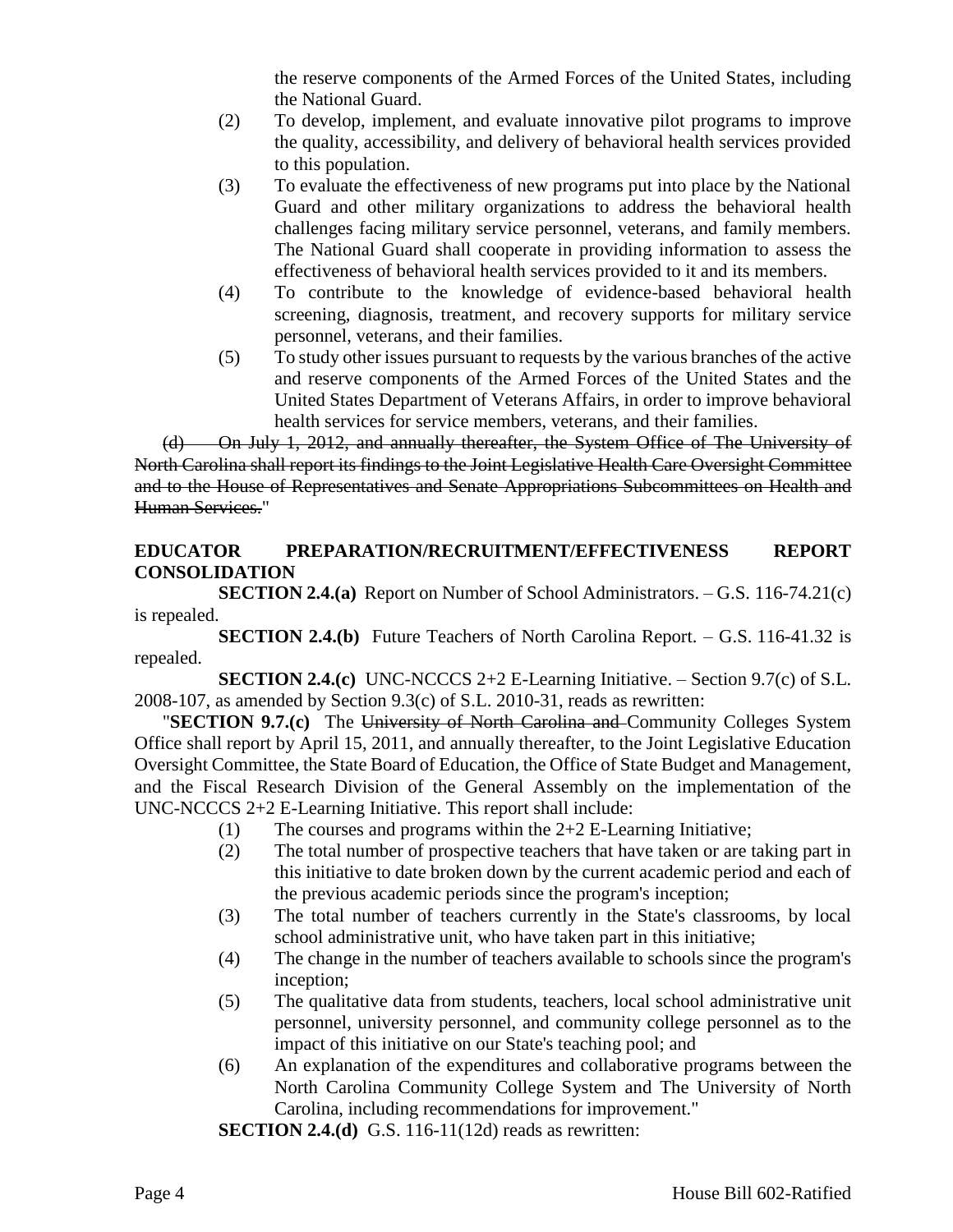the reserve components of the Armed Forces of the United States, including the National Guard.

(2) To develop, implement, and evaluate innovative pilot programs to improve the quality, accessibility, and delivery of behavioral health services provided to this population.

(3) To evaluate the effectiveness of new programs put into place by the National Guard and other military organizations to address the behavioral health challenges facing military service personnel, veterans, and family members. The National Guard shall cooperate in providing information to assess the effectiveness of behavioral health services provided to it and its members.

(4) To contribute to the knowledge of evidence-based behavioral health screening, diagnosis, treatment, and recovery supports for military service personnel, veterans, and their families.

(5) To study other issues pursuant to requests by the various branches of the active and reserve components of the Armed Forces of the United States and the United States Department of Veterans Affairs, in order to improve behavioral health services for service members, veterans, and their families.

~~(d) On July 1, 2012, and annually thereafter, the System Office of The University of North Carolina shall report its findings to the Joint Legislative Health Care Oversight Committee and to the House of Representatives and Senate Appropriations Subcommittees on Health and Human Services.~~"

**EDUCATOR PREPARATION/RECRUITMENT/EFFECTIVENESS REPORT CONSOLIDATION**

**SECTION 2.4.(a)** Report on Number of School Administrators. – G.S. 116-74.21(c) is repealed.

**SECTION 2.4.(b)** Future Teachers of North Carolina Report. – G.S. 116-41.32 is repealed.

**SECTION 2.4.(c)** UNC-NCCCS 2+2 E-Learning Initiative. – Section 9.7(c) of S.L. 2008-107, as amended by Section 9.3(c) of S.L. 2010-31, reads as rewritten:

"**SECTION 9.7.(c)** The ~~University of North Carolina and~~ Community Colleges System Office shall report by April 15, 2011, and annually thereafter, to the Joint Legislative Education Oversight Committee, the State Board of Education, the Office of State Budget and Management, and the Fiscal Research Division of the General Assembly on the implementation of the UNC-NCCCS 2+2 E-Learning Initiative. This report shall include:

(1) The courses and programs within the 2+2 E-Learning Initiative;

(2) The total number of prospective teachers that have taken or are taking part in this initiative to date broken down by the current academic period and each of the previous academic periods since the program's inception;

(3) The total number of teachers currently in the State's classrooms, by local school administrative unit, who have taken part in this initiative;

(4) The change in the number of teachers available to schools since the program's inception;

(5) The qualitative data from students, teachers, local school administrative unit personnel, university personnel, and community college personnel as to the impact of this initiative on our State's teaching pool; and

(6) An explanation of the expenditures and collaborative programs between the North Carolina Community College System and The University of North Carolina, including recommendations for improvement."

**SECTION 2.4.(d)** G.S. 116-11(12d) reads as rewritten: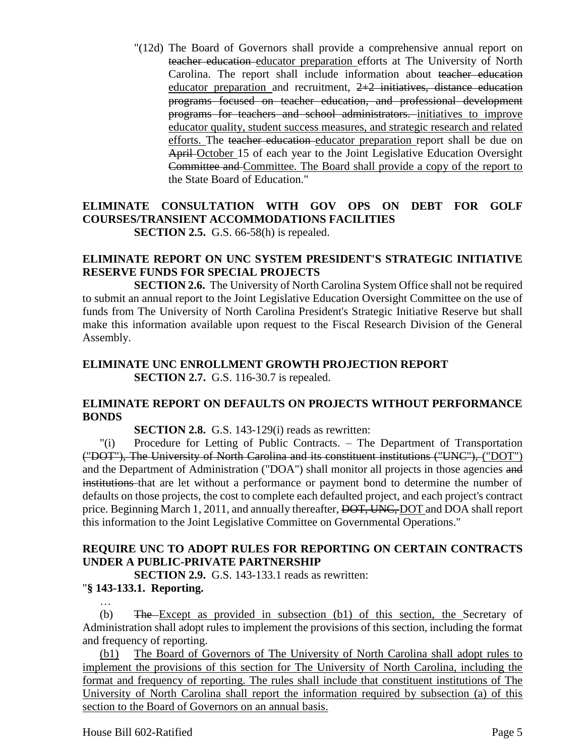"(12d) The Board of Governors shall provide a comprehensive annual report on ~~teacher education~~ educator preparation efforts at The University of North Carolina. The report shall include information about ~~teacher education~~ educator preparation and recruitment, ~~2+2 initiatives, distance education programs focused on teacher education, and professional development programs for teachers and school administrators.~~ initiatives to improve educator quality, student success measures, and strategic research and related efforts. The ~~teacher education~~ educator preparation report shall be due on ~~April~~ October 15 of each year to the Joint Legislative Education Oversight ~~Committee and~~ Committee. The Board shall provide a copy of the report to the State Board of Education."

**ELIMINATE CONSULTATION WITH GOV OPS ON DEBT FOR GOLF COURSES/TRANSIENT ACCOMMODATIONS FACILITIES**

**SECTION 2.5.** G.S. 66-58(h) is repealed.

**ELIMINATE REPORT ON UNC SYSTEM PRESIDENT'S STRATEGIC INITIATIVE RESERVE FUNDS FOR SPECIAL PROJECTS**

**SECTION 2.6.** The University of North Carolina System Office shall not be required to submit an annual report to the Joint Legislative Education Oversight Committee on the use of funds from The University of North Carolina President's Strategic Initiative Reserve but shall make this information available upon request to the Fiscal Research Division of the General Assembly.

**ELIMINATE UNC ENROLLMENT GROWTH PROJECTION REPORT**

**SECTION 2.7.** G.S. 116-30.7 is repealed.

**ELIMINATE REPORT ON DEFAULTS ON PROJECTS WITHOUT PERFORMANCE BONDS**

**SECTION 2.8.** G.S. 143-129(i) reads as rewritten:

"(i) Procedure for Letting of Public Contracts. – The Department of Transportation ~~("DOT"), The University of North Carolina and its constituent institutions ("UNC"),~~ ("DOT") and the Department of Administration ("DOA") shall monitor all projects in those agencies ~~and institutions~~ that are let without a performance or payment bond to determine the number of defaults on those projects, the cost to complete each defaulted project, and each project's contract price. Beginning March 1, 2011, and annually thereafter, ~~DOT, UNC,~~ DOT and DOA shall report this information to the Joint Legislative Committee on Governmental Operations."

**REQUIRE UNC TO ADOPT RULES FOR REPORTING ON CERTAIN CONTRACTS UNDER A PUBLIC-PRIVATE PARTNERSHIP**

**SECTION 2.9.** G.S. 143-133.1 reads as rewritten:

"**§ 143-133.1. Reporting.**

…

(b) ~~The~~ Except as provided in subsection (b1) of this section, the Secretary of Administration shall adopt rules to implement the provisions of this section, including the format and frequency of reporting.

(b1) The Board of Governors of The University of North Carolina shall adopt rules to implement the provisions of this section for The University of North Carolina, including the format and frequency of reporting. The rules shall include that constituent institutions of The University of North Carolina shall report the information required by subsection (a) of this section to the Board of Governors on an annual basis.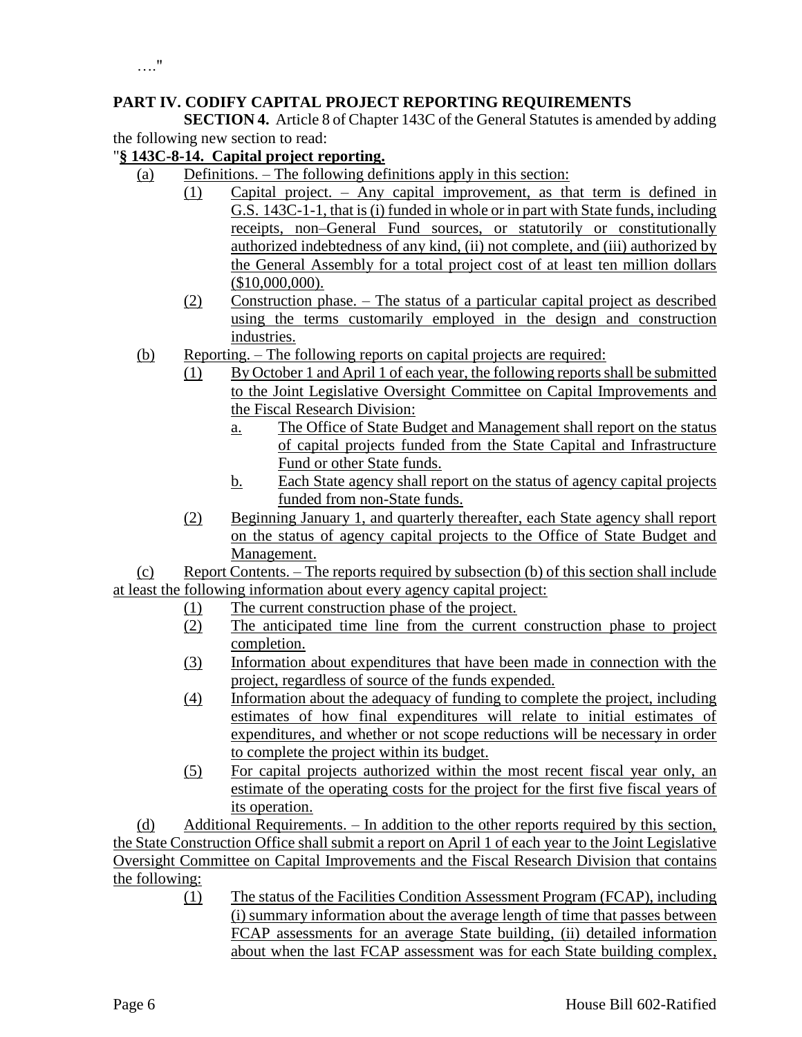…."

**PART IV. CODIFY CAPITAL PROJECT REPORTING REQUIREMENTS**

**SECTION 4.** Article 8 of Chapter 143C of the General Statutes is amended by adding the following new section to read:

"**§ 143C-8-14. Capital project reporting.**

(a) Definitions. – The following definitions apply in this section:

(1) Capital project. – Any capital improvement, as that term is defined in G.S. 143C-1-1, that is (i) funded in whole or in part with State funds, including receipts, non–General Fund sources, or statutorily or constitutionally authorized indebtedness of any kind, (ii) not complete, and (iii) authorized by the General Assembly for a total project cost of at least ten million dollars ($10,000,000).

(2) Construction phase. – The status of a particular capital project as described using the terms customarily employed in the design and construction industries.

(b) Reporting. – The following reports on capital projects are required:

(1) By October 1 and April 1 of each year, the following reports shall be submitted to the Joint Legislative Oversight Committee on Capital Improvements and the Fiscal Research Division:

a. The Office of State Budget and Management shall report on the status of capital projects funded from the State Capital and Infrastructure Fund or other State funds.

b. Each State agency shall report on the status of agency capital projects funded from non-State funds.

(2) Beginning January 1, and quarterly thereafter, each State agency shall report on the status of agency capital projects to the Office of State Budget and Management.

(c) Report Contents. – The reports required by subsection (b) of this section shall include at least the following information about every agency capital project:

(1) The current construction phase of the project.

(2) The anticipated time line from the current construction phase to project completion.

(3) Information about expenditures that have been made in connection with the project, regardless of source of the funds expended.

(4) Information about the adequacy of funding to complete the project, including estimates of how final expenditures will relate to initial estimates of expenditures, and whether or not scope reductions will be necessary in order to complete the project within its budget.

(5) For capital projects authorized within the most recent fiscal year only, an estimate of the operating costs for the project for the first five fiscal years of its operation.

(d) Additional Requirements. – In addition to the other reports required by this section, the State Construction Office shall submit a report on April 1 of each year to the Joint Legislative Oversight Committee on Capital Improvements and the Fiscal Research Division that contains the following:

(1) The status of the Facilities Condition Assessment Program (FCAP), including (i) summary information about the average length of time that passes between FCAP assessments for an average State building, (ii) detailed information about when the last FCAP assessment was for each State building complex,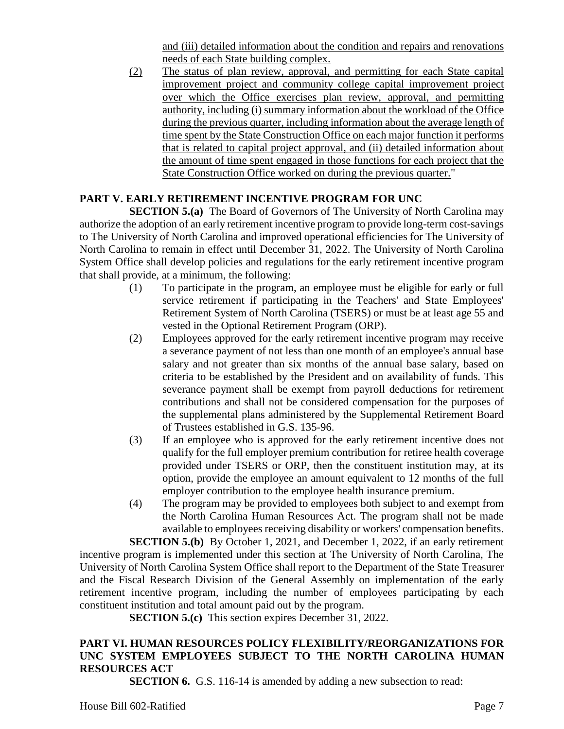and (iii) detailed information about the condition and repairs and renovations needs of each State building complex.

(2) The status of plan review, approval, and permitting for each State capital improvement project and community college capital improvement project over which the Office exercises plan review, approval, and permitting authority, including (i) summary information about the workload of the Office during the previous quarter, including information about the average length of time spent by the State Construction Office on each major function it performs that is related to capital project approval, and (ii) detailed information about the amount of time spent engaged in those functions for each project that the State Construction Office worked on during the previous quarter."

**PART V. EARLY RETIREMENT INCENTIVE PROGRAM FOR UNC**

**SECTION 5.(a)** The Board of Governors of The University of North Carolina may authorize the adoption of an early retirement incentive program to provide long-term cost-savings to The University of North Carolina and improved operational efficiencies for The University of North Carolina to remain in effect until December 31, 2022. The University of North Carolina System Office shall develop policies and regulations for the early retirement incentive program that shall provide, at a minimum, the following:

(1) To participate in the program, an employee must be eligible for early or full service retirement if participating in the Teachers' and State Employees' Retirement System of North Carolina (TSERS) or must be at least age 55 and vested in the Optional Retirement Program (ORP).

(2) Employees approved for the early retirement incentive program may receive a severance payment of not less than one month of an employee's annual base salary and not greater than six months of the annual base salary, based on criteria to be established by the President and on availability of funds. This severance payment shall be exempt from payroll deductions for retirement contributions and shall not be considered compensation for the purposes of the supplemental plans administered by the Supplemental Retirement Board of Trustees established in G.S. 135-96.

(3) If an employee who is approved for the early retirement incentive does not qualify for the full employer premium contribution for retiree health coverage provided under TSERS or ORP, then the constituent institution may, at its option, provide the employee an amount equivalent to 12 months of the full employer contribution to the employee health insurance premium.

(4) The program may be provided to employees both subject to and exempt from the North Carolina Human Resources Act. The program shall not be made available to employees receiving disability or workers' compensation benefits.

**SECTION 5.(b)** By October 1, 2021, and December 1, 2022, if an early retirement incentive program is implemented under this section at The University of North Carolina, The University of North Carolina System Office shall report to the Department of the State Treasurer and the Fiscal Research Division of the General Assembly on implementation of the early retirement incentive program, including the number of employees participating by each constituent institution and total amount paid out by the program.

**SECTION 5.(c)** This section expires December 31, 2022.

**PART VI. HUMAN RESOURCES POLICY FLEXIBILITY/REORGANIZATIONS FOR UNC SYSTEM EMPLOYEES SUBJECT TO THE NORTH CAROLINA HUMAN RESOURCES ACT**

**SECTION 6.** G.S. 116-14 is amended by adding a new subsection to read: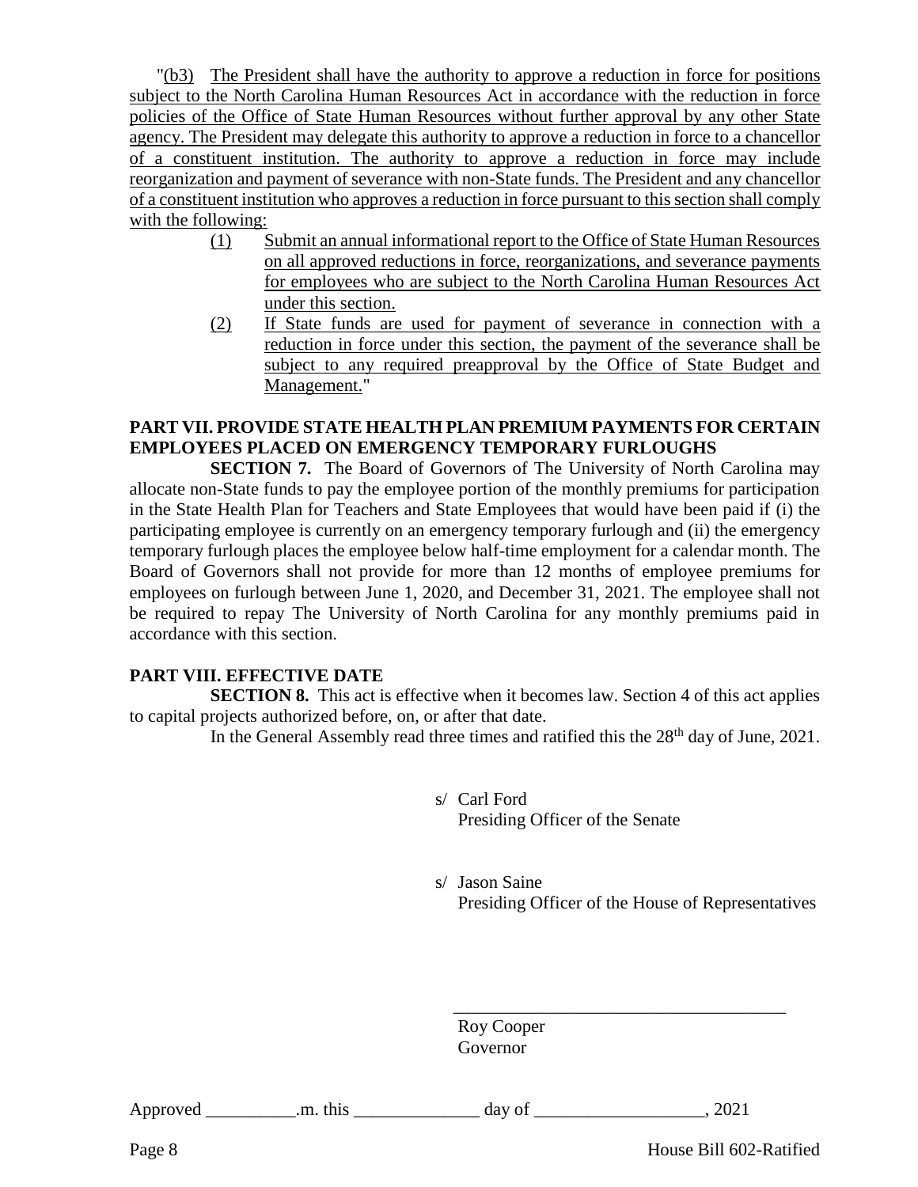"(b3) The President shall have the authority to approve a reduction in force for positions subject to the North Carolina Human Resources Act in accordance with the reduction in force policies of the Office of State Human Resources without further approval by any other State agency. The President may delegate this authority to approve a reduction in force to a chancellor of a constituent institution. The authority to approve a reduction in force may include reorganization and payment of severance with non-State funds. The President and any chancellor of a constituent institution who approves a reduction in force pursuant to this section shall comply with the following:

(1) Submit an annual informational report to the Office of State Human Resources on all approved reductions in force, reorganizations, and severance payments for employees who are subject to the North Carolina Human Resources Act under this section.

(2) If State funds are used for payment of severance in connection with a reduction in force under this section, the payment of the severance shall be subject to any required preapproval by the Office of State Budget and Management."

**PART VII. PROVIDE STATE HEALTH PLAN PREMIUM PAYMENTS FOR CERTAIN EMPLOYEES PLACED ON EMERGENCY TEMPORARY FURLOUGHS**

**SECTION 7.** The Board of Governors of The University of North Carolina may allocate non-State funds to pay the employee portion of the monthly premiums for participation in the State Health Plan for Teachers and State Employees that would have been paid if (i) the participating employee is currently on an emergency temporary furlough and (ii) the emergency temporary furlough places the employee below half-time employment for a calendar month. The Board of Governors shall not provide for more than 12 months of employee premiums for employees on furlough between June 1, 2020, and December 31, 2021. The employee shall not be required to repay The University of North Carolina for any monthly premiums paid in accordance with this section.

**PART VIII. EFFECTIVE DATE**

**SECTION 8.** This act is effective when it becomes law. Section 4 of this act applies to capital projects authorized before, on, or after that date.

In the General Assembly read three times and ratified this the 28th day of June, 2021.

s/ Carl Ford
Presiding Officer of the Senate

s/ Jason Saine
Presiding Officer of the House of Representatives

\_\_\_\_\_\_\_\_\_\_\_\_\_\_\_\_\_\_\_\_\_\_\_\_\_\_\_\_\_\_\_\_\_\_\_\_\_\_
Roy Cooper
Governor

Approved \_\_\_\_\_\_\_\_\_\_.m. this \_\_\_\_\_\_\_\_\_\_\_\_\_\_ day of \_\_\_\_\_\_\_\_\_\_\_\_\_\_\_\_\_\_\_, 2021